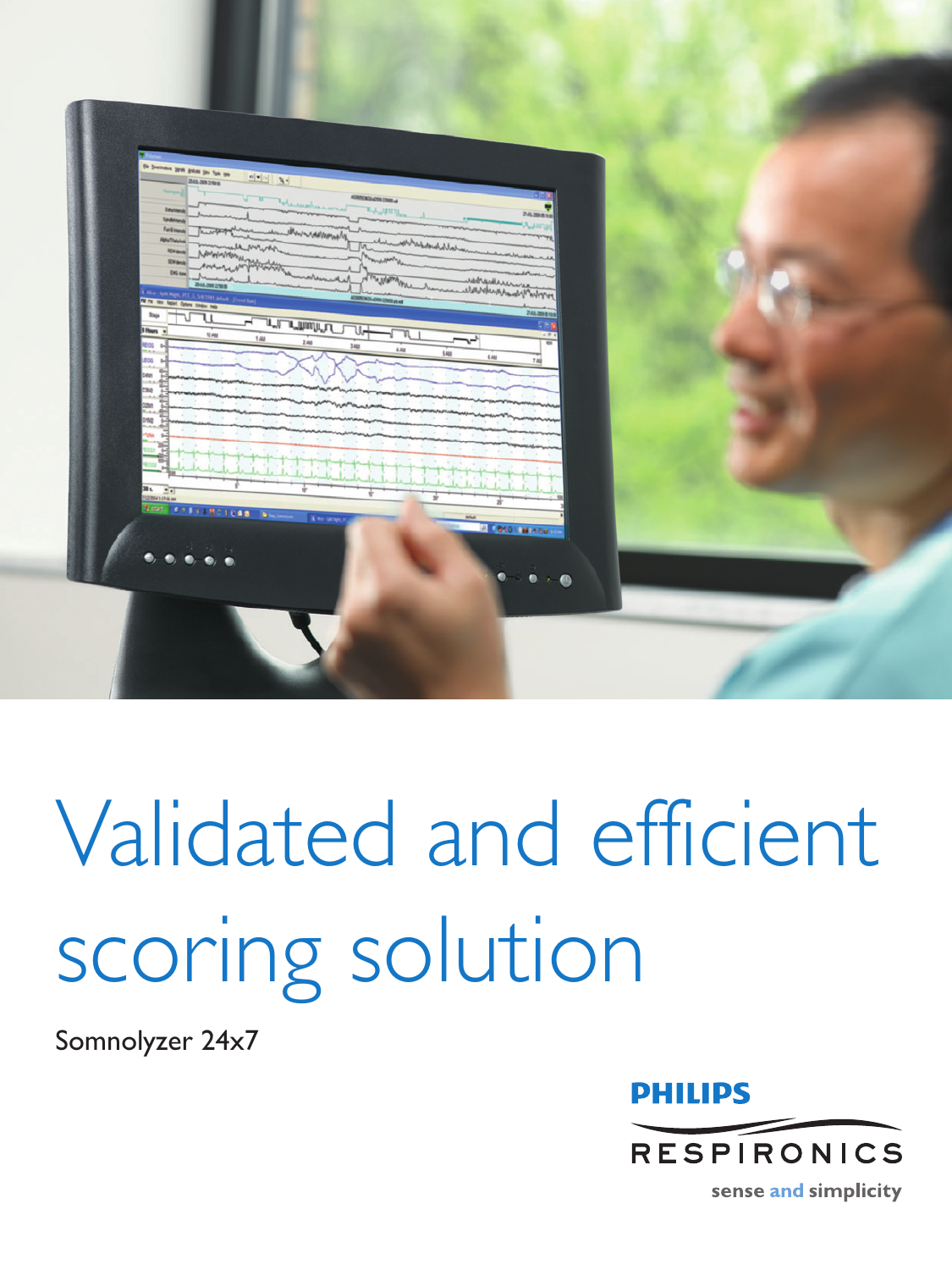# Validated and efficient scoring solution

Somnolyzer 24x7

PHILIPS

RESPIRONICS

sense and simplicity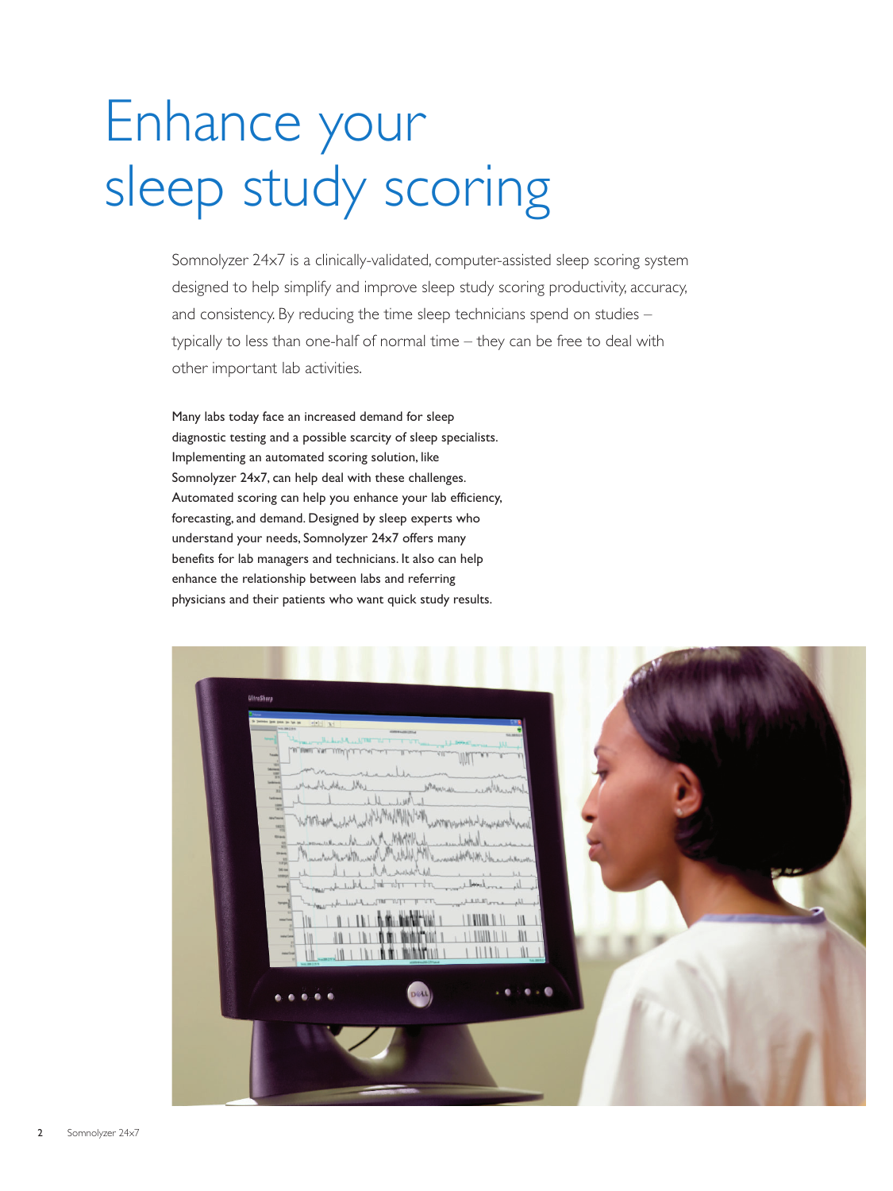# Enhance your sleep study scoring

Somnolyzer 24x7 is a clinically-validated, computer-assisted sleep scoring system designed to help simplify and improve sleep study scoring productivity, accuracy, and consistency. By reducing the time sleep technicians spend on studies – typically to less than one-half of normal time – they can be free to deal with other important lab activities.

Many labs today face an increased demand for sleep diagnostic testing and a possible scarcity of sleep specialists. Implementing an automated scoring solution, like Somnolyzer 24x7, can help deal with these challenges. Automated scoring can help you enhance your lab efficiency, forecasting, and demand. Designed by sleep experts who understand your needs, Somnolyzer 24x7 offers many benefits for lab managers and technicians. It also can help enhance the relationship between labs and referring physicians and their patients who want quick study results.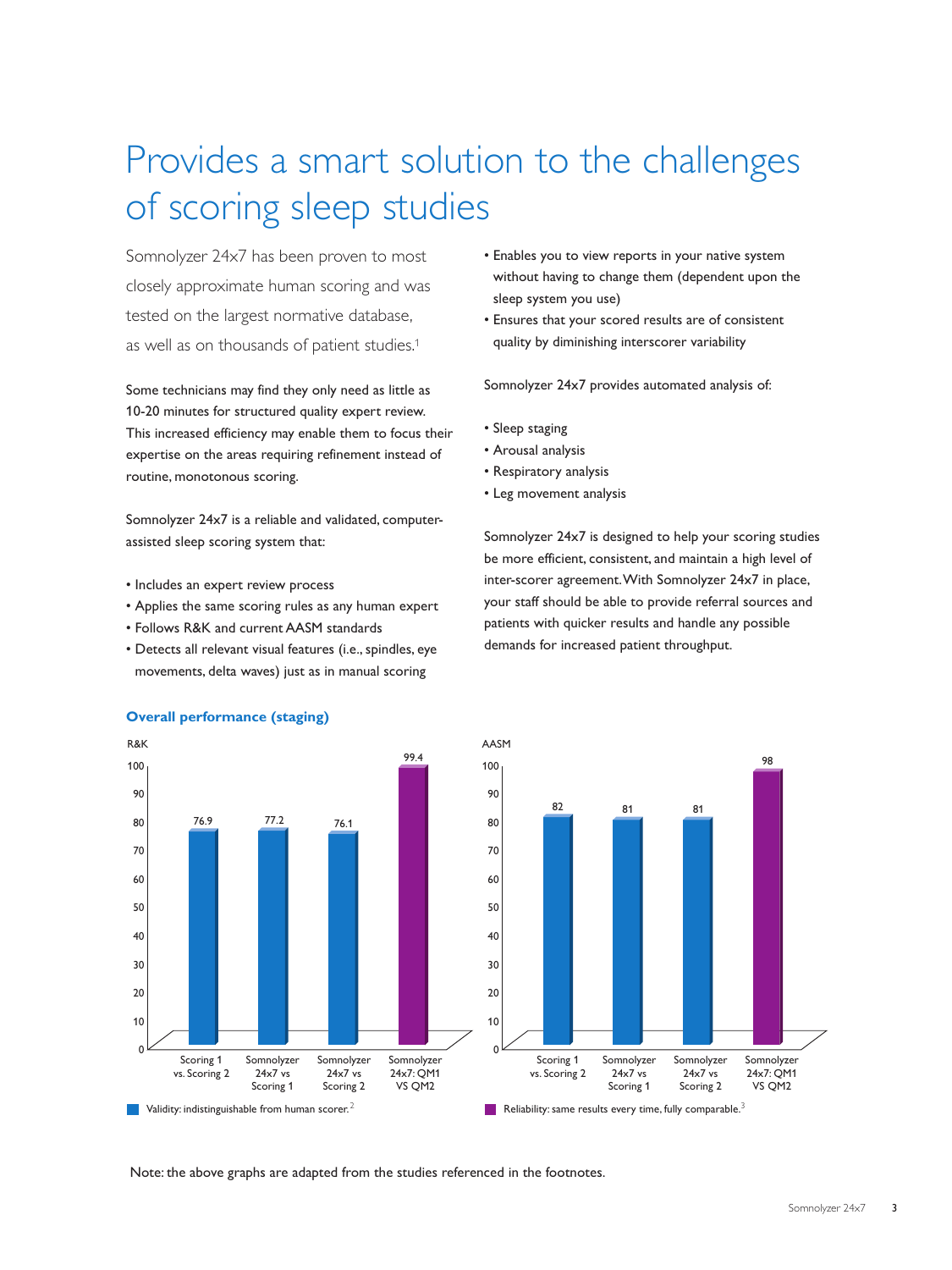# Provides a smart solution to the challenges of scoring sleep studies

Somnolyzer 24x7 has been proven to most closely approximate human scoring and was tested on the largest normative database, as well as on thousands of patient studies.[1]

Some technicians may find they only need as little as 10-20 minutes for structured quality expert review. This increased efficiency may enable them to focus their expertise on the areas requiring refinement instead of routine, monotonous scoring.

Somnolyzer 24x7 is a reliable and validated, computer-assisted sleep scoring system that:

- Includes an expert review process
- Applies the same scoring rules as any human expert
- Follows R&K and current AASM standards
- Detects all relevant visual features (i.e., spindles, eye movements, delta waves) just as in manual scoring
- Enables you to view reports in your native system without having to change them (dependent upon the sleep system you use)
- Ensures that your scored results are of consistent quality by diminishing interscorer variability

Somnolyzer 24x7 provides automated analysis of:

- Sleep staging
- Arousal analysis
- Respiratory analysis
- Leg movement analysis

Somnolyzer 24x7 is designed to help your scoring studies be more efficient, consistent, and maintain a high level of inter-scorer agreement. With Somnolyzer 24x7 in place, your staff should be able to provide referral sources and patients with quicker results and handle any possible demands for increased patient throughput.

### Overall performance (staging)

| Comparison | R&K | AASM |
|---|---|---|
| Scoring 1 vs. Scoring 2 | 76.9 | 82 |
| Somnolyzer 24x7 vs Scoring 1 | 77.2 | 81 |
| Somnolyzer 24x7 vs Scoring 2 | 76.1 | 81 |
| Somnolyzer 24x7: QM1 VS QM2 | 99.4 | 98 |

Validity: indistinguishable from human scorer.[2]

Reliability: same results every time, fully comparable.[3]

Note: the above graphs are adapted from the studies referenced in the footnotes.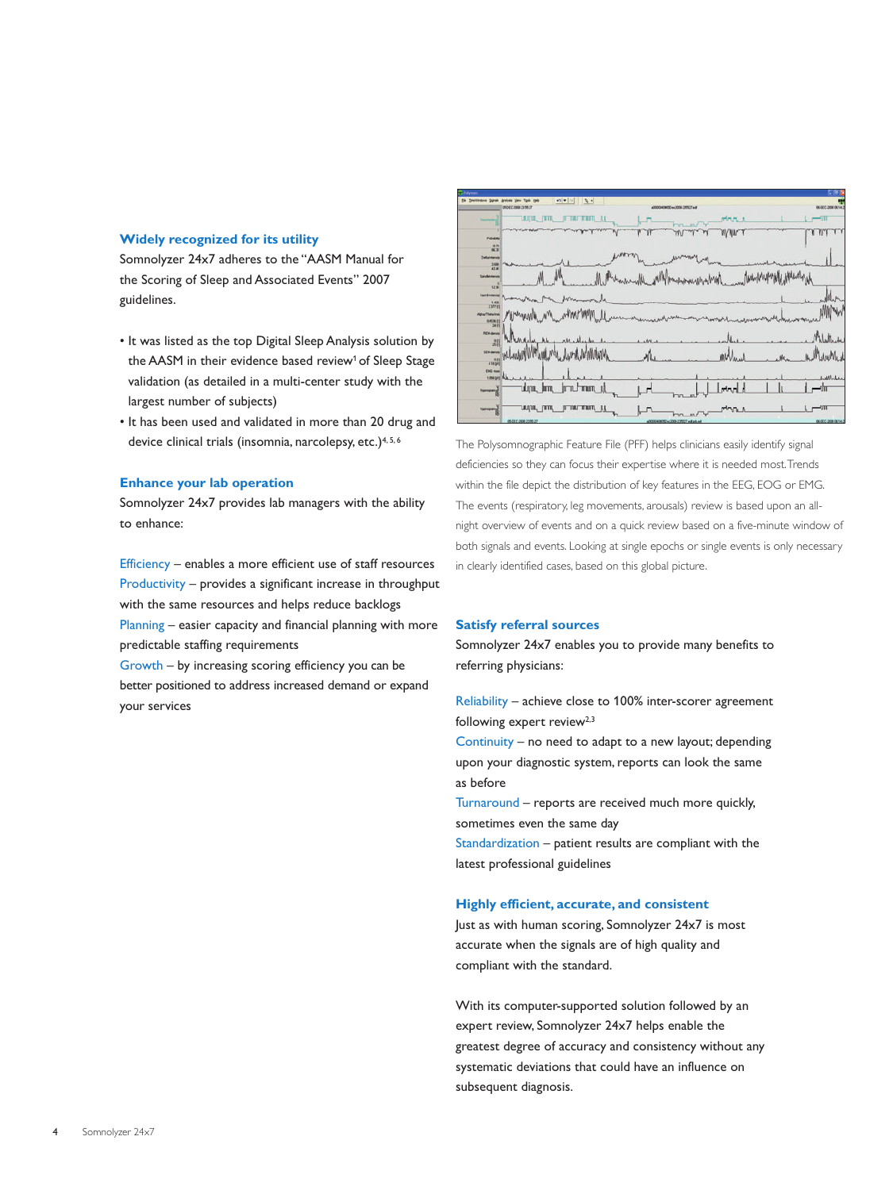## Widely recognized for its utility

Somnolyzer 24x7 adheres to the "AASM Manual for the Scoring of Sleep and Associated Events" 2007 guidelines.

- It was listed as the top Digital Sleep Analysis solution by the AASM in their evidence based review[1] of Sleep Stage validation (as detailed in a multi-center study with the largest number of subjects)
- It has been used and validated in more than 20 drug and device clinical trials (insomnia, narcolepsy, etc.)[4, 5, 6]

## Enhance your lab operation

Somnolyzer 24x7 provides lab managers with the ability to enhance:

Efficiency – enables a more efficient use of staff resources
Productivity – provides a significant increase in throughput with the same resources and helps reduce backlogs
Planning – easier capacity and financial planning with more predictable staffing requirements
Growth – by increasing scoring efficiency you can be better positioned to address increased demand or expand your services

The Polysomnographic Feature File (PFF) helps clinicians easily identify signal deficiencies so they can focus their expertise where it is needed most. Trends within the file depict the distribution of key features in the EEG, EOG or EMG. The events (respiratory, leg movements, arousals) review is based upon an all-night overview of events and on a quick review based on a five-minute window of both signals and events. Looking at single epochs or single events is only necessary in clearly identified cases, based on this global picture.

## Satisfy referral sources

Somnolyzer 24x7 enables you to provide many benefits to referring physicians:

Reliability – achieve close to 100% inter-scorer agreement following expert review[2,3]
Continuity – no need to adapt to a new layout; depending upon your diagnostic system, reports can look the same as before
Turnaround – reports are received much more quickly, sometimes even the same day
Standardization – patient results are compliant with the latest professional guidelines

## Highly efficient, accurate, and consistent

Just as with human scoring, Somnolyzer 24x7 is most accurate when the signals are of high quality and compliant with the standard.

With its computer-supported solution followed by an expert review, Somnolyzer 24x7 helps enable the greatest degree of accuracy and consistency without any systematic deviations that could have an influence on subsequent diagnosis.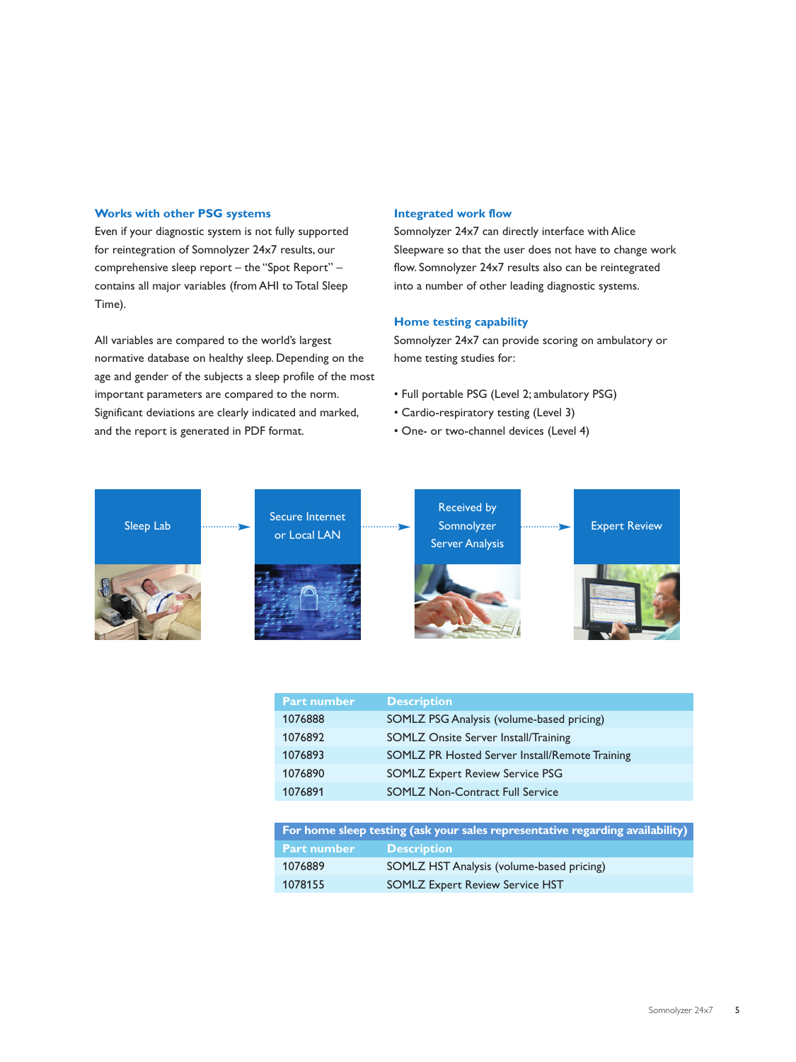### Works with other PSG systems

Even if your diagnostic system is not fully supported for reintegration of Somnolyzer 24x7 results, our comprehensive sleep report – the "Spot Report" – contains all major variables (from AHI to Total Sleep Time).

All variables are compared to the world's largest normative database on healthy sleep. Depending on the age and gender of the subjects a sleep profile of the most important parameters are compared to the norm. Significant deviations are clearly indicated and marked, and the report is generated in PDF format.

### Integrated work flow

Somnolyzer 24x7 can directly interface with Alice Sleepware so that the user does not have to change work flow. Somnolyzer 24x7 results also can be reintegrated into a number of other leading diagnostic systems.

### Home testing capability

Somnolyzer 24x7 can provide scoring on ambulatory or home testing studies for:

- Full portable PSG (Level 2; ambulatory PSG)
- Cardio-respiratory testing (Level 3)
- One- or two-channel devices (Level 4)

Sleep Lab → Secure Internet or Local LAN → Received by Somnolyzer Server Analysis → Expert Review

| Part number | Description |
|---|---|
| 1076888 | SOMLZ PSG Analysis (volume-based pricing) |
| 1076892 | SOMLZ Onsite Server Install/Training |
| 1076893 | SOMLZ PR Hosted Server Install/Remote Training |
| 1076890 | SOMLZ Expert Review Service PSG |
| 1076891 | SOMLZ Non-Contract Full Service |

**For home sleep testing (ask your sales representative regarding availability)**

| Part number | Description |
|---|---|
| 1076889 | SOMLZ HST Analysis (volume-based pricing) |
| 1078155 | SOMLZ Expert Review Service HST |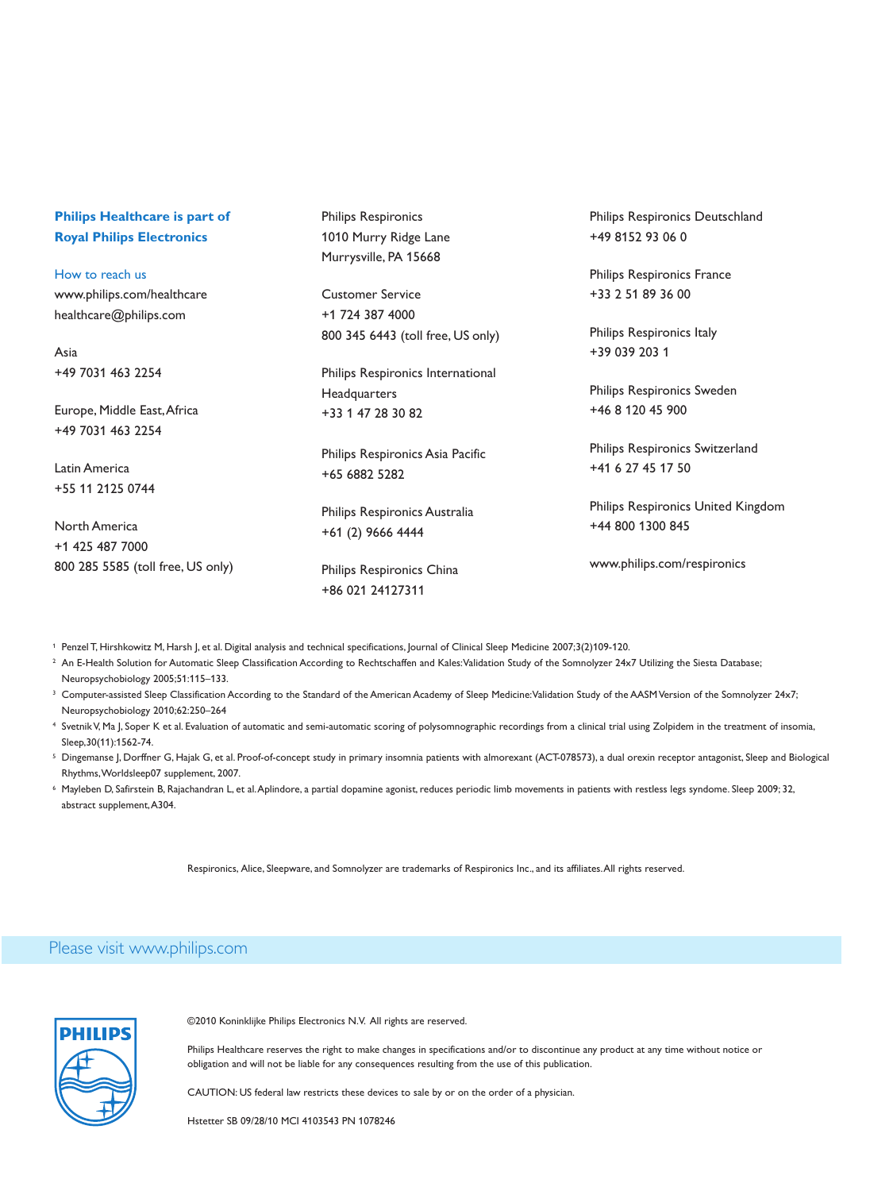**Philips Healthcare is part of Royal Philips Electronics**

How to reach us
www.philips.com/healthcare
healthcare@philips.com

Asia
+49 7031 463 2254

Europe, Middle East, Africa
+49 7031 463 2254

Latin America
+55 11 2125 0744

North America
+1 425 487 7000
800 285 5585 (toll free, US only)

Philips Respironics
1010 Murry Ridge Lane
Murrysville, PA 15668

Customer Service
+1 724 387 4000
800 345 6443 (toll free, US only)

Philips Respironics International Headquarters
+33 1 47 28 30 82

Philips Respironics Asia Pacific
+65 6882 5282

Philips Respironics Australia
+61 (2) 9666 4444

Philips Respironics China
+86 021 24127311

Philips Respironics Deutschland
+49 8152 93 06 0

Philips Respironics France
+33 2 51 89 36 00

Philips Respironics Italy
+39 039 203 1

Philips Respironics Sweden
+46 8 120 45 900

Philips Respironics Switzerland
+41 6 27 45 17 50

Philips Respironics United Kingdom
+44 800 1300 845

www.philips.com/respironics

[1] Penzel T, Hirshkowitz M, Harsh J, et al. Digital analysis and technical specifications, Journal of Clinical Sleep Medicine 2007;3(2)109-120.
[2] An E-Health Solution for Automatic Sleep Classification According to Rechtschaffen and Kales: Validation Study of the Somnolyzer 24x7 Utilizing the Siesta Database; Neuropsychobiology 2005;51:115–133.
[3] Computer-assisted Sleep Classification According to the Standard of the American Academy of Sleep Medicine: Validation Study of the AASM Version of the Somnolyzer 24x7; Neuropsychobiology 2010;62:250–264
[4] Svetnik V, Ma J, Soper K et al. Evaluation of automatic and semi-automatic scoring of polysomnographic recordings from a clinical trial using Zolpidem in the treatment of insomnia, Sleep,30(11):1562-74.
[5] Dingemanse J, Dorffner G, Hajak G, et al. Proof-of-concept study in primary insomnia patients with almorexant (ACT-078573), a dual orexin receptor antagonist, Sleep and Biological Rhythms, Worldsleep07 supplement, 2007.
[6] Mayleben D, Safirstein B, Rajachandran L, et al. Aplindore, a partial dopamine agonist, reduces periodic limb movements in patients with restless legs syndome. Sleep 2009; 32, abstract supplement, A304.

Respironics, Alice, Sleepware, and Somnolyzer are trademarks of Respironics Inc., and its affiliates. All rights reserved.

Please visit www.philips.com

PHILIPS

©2010 Koninklijke Philips Electronics N.V. All rights are reserved.

Philips Healthcare reserves the right to make changes in specifications and/or to discontinue any product at any time without notice or obligation and will not be liable for any consequences resulting from the use of this publication.

CAUTION: US federal law restricts these devices to sale by or on the order of a physician.

Hstetter SB 09/28/10 MCI 4103543 PN 1078246